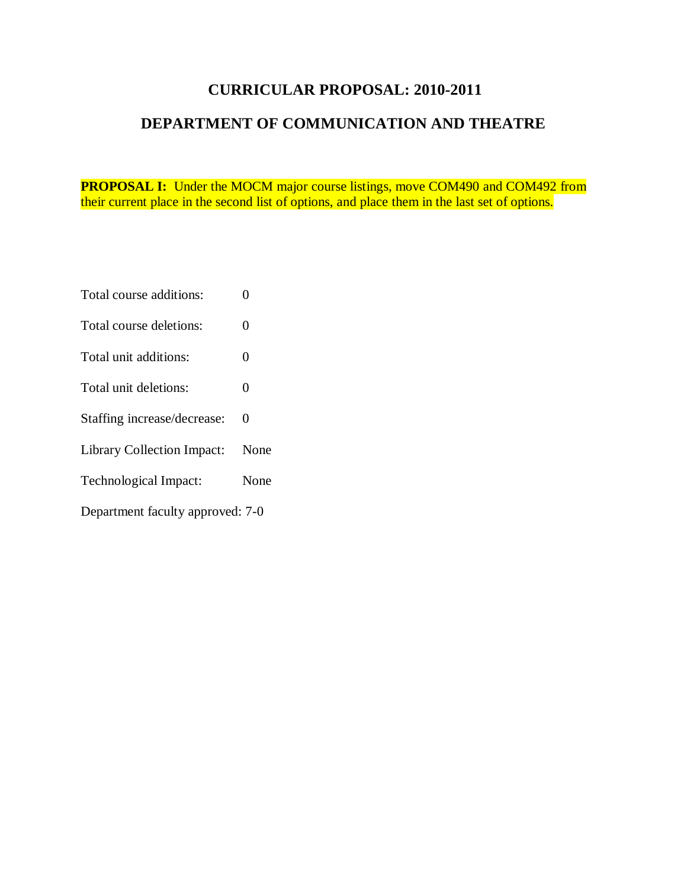# CURRICULAR PROPOSAL: 2010-2011

## DEPARTMENT OF COMMUNICATION AND THEATRE

**PROPOSAL I:** Under the MOCM major course listings, move COM490 and COM492 from their current place in the second list of options, and place them in the last set of options.

Total course additions: 0

Total course deletions: 0

Total unit additions: 0

Total unit deletions: 0

Staffing increase/decrease: 0

Library Collection Impact: None

Technological Impact: None

Department faculty approved: 7-0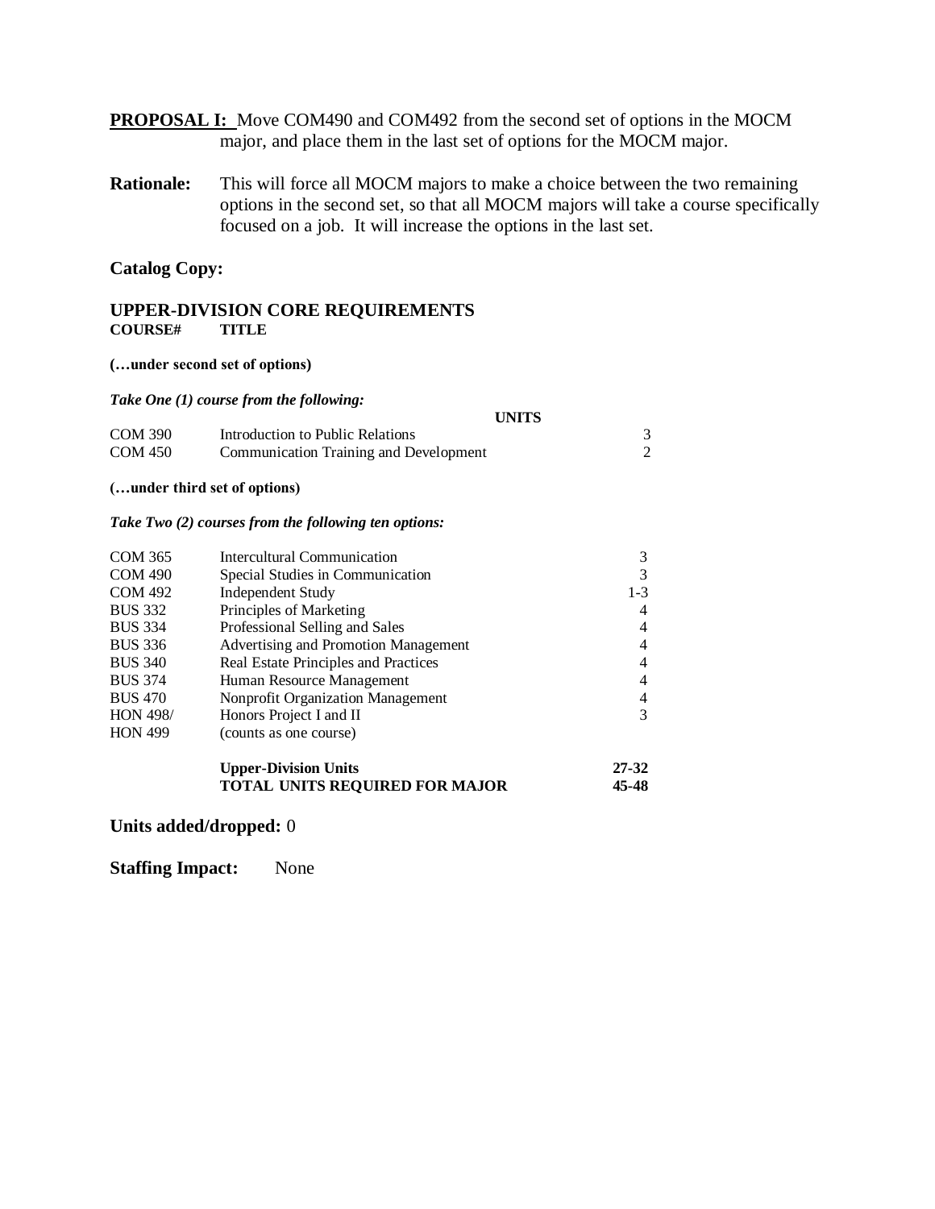**PROPOSAL I:** Move COM490 and COM492 from the second set of options in the MOCM major, and place them in the last set of options for the MOCM major.

**Rationale:** This will force all MOCM majors to make a choice between the two remaining options in the second set, so that all MOCM majors will take a course specifically focused on a job. It will increase the options in the last set.

**Catalog Copy:**

## UPPER-DIVISION CORE REQUIREMENTS

**COURSE#** **TITLE**

**(…under second set of options)**

***Take One (1) course from the following:***

| | | UNITS |
|---|---|---|
| COM 390 | Introduction to Public Relations | 3 |
| COM 450 | Communication Training and Development | 2 |

**(…under third set of options)**

***Take Two (2) courses from the following ten options:***

| | | |
|---|---|---|
| COM 365 | Intercultural Communication | 3 |
| COM 490 | Special Studies in Communication | 3 |
| COM 492 | Independent Study | 1-3 |
| BUS 332 | Principles of Marketing | 4 |
| BUS 334 | Professional Selling and Sales | 4 |
| BUS 336 | Advertising and Promotion Management | 4 |
| BUS 340 | Real Estate Principles and Practices | 4 |
| BUS 374 | Human Resource Management | 4 |
| BUS 470 | Nonprofit Organization Management | 4 |
| HON 498/ HON 499 | Honors Project I and II (counts as one course) | 3 |
| | **Upper-Division Units** | **27-32** |
| | **TOTAL UNITS REQUIRED FOR MAJOR** | **45-48** |

**Units added/dropped:** 0

**Staffing Impact:** None